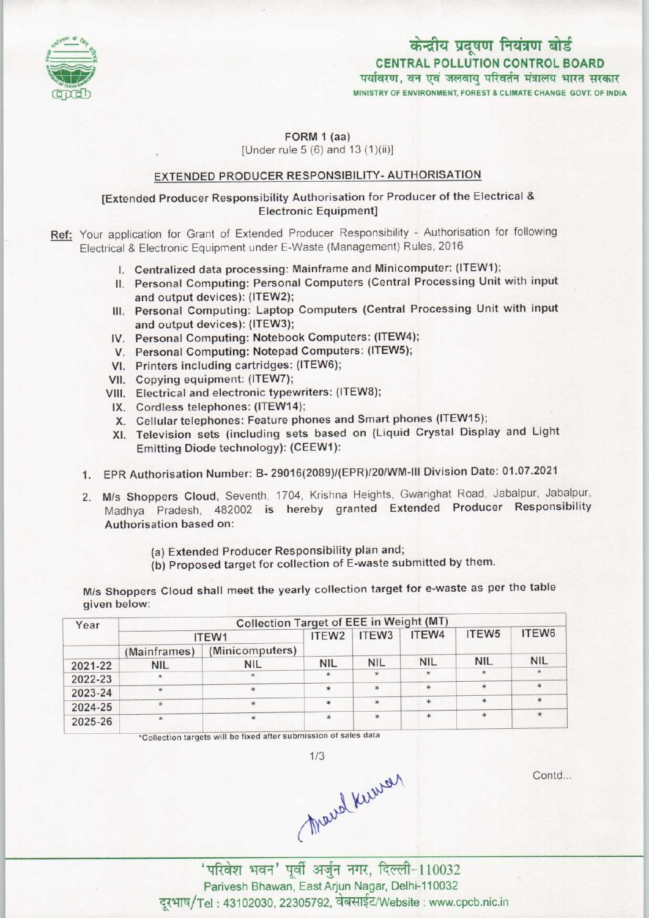केन्द्रीय प्रदूषण नियंत्रण बोर्ड
**CENTRAL POLLUTION CONTROL BOARD**
पर्यावरण, वन एवं जलवायु परिवर्तन मंत्रालय भारत सरकार
MINISTRY OF ENVIRONMENT, FOREST & CLIMATE CHANGE GOVT. OF INDIA

## FORM 1 (aa)

[Under rule 5 (6) and 13 (1)(ii)]

### EXTENDED PRODUCER RESPONSIBILITY- AUTHORISATION

**[Extended Producer Responsibility Authorisation for Producer of the Electrical & Electronic Equipment]**

Ref: Your application for Grant of Extended Producer Responsibility - Authorisation for following Electrical & Electronic Equipment under E-Waste (Management) Rules, 2016

- I. **Centralized data processing: Mainframe and Minicomputer: (ITEW1);**
- II. **Personal Computing: Personal Computers (Central Processing Unit with input and output devices): (ITEW2);**
- III. **Personal Computing: Laptop Computers (Central Processing Unit with input and output devices): (ITEW3);**
- IV. **Personal Computing: Notebook Computers: (ITEW4);**
- V. **Personal Computing: Notepad Computers: (ITEW5);**
- VI. **Printers including cartridges: (ITEW6);**
- VII. Copying equipment: (ITEW7);
- VIII. Electrical and electronic typewriters: (ITEW8);
- IX. Cordless telephones: (ITEW14);
- X. Cellular telephones: Feature phones and Smart phones (ITEW15);
- XI. Television sets (including sets based on (Liquid Crystal Display and Light Emitting Diode technology): (CEEW1):

1. EPR Authorisation Number: B- 29016(2089)/(EPR)/20/WM-III Division Date: 01.07.2021
2. **M/s Shoppers Cloud**, Seventh, 1704, Krishna Heights, Gwarighat Road, Jabalpur, Jabalpur, Madhya Pradesh, 482002 **is** hereby granted **Extended Producer Responsibility Authorisation** based on:

   (a) Extended Producer Responsibility plan and;
   (b) Proposed target for collection of E-waste submitted by them.

M/s Shoppers Cloud shall meet the yearly collection target for e-waste as per the table given below:

| Year | Collection Target of EEE in Weight (MT) | | | | | | |
|---|---|---|---|---|---|---|---|
| | ITEW1 | | ITEW2 | ITEW3 | ITEW4 | ITEW5 | ITEW6 |
| | (Mainframes) | (Minicomputers) | | | | | |
| 2021-22 | NIL | NIL | NIL | NIL | NIL | NIL | NIL |
| 2022-23 | * | * | * | * | * | * | * |
| 2023-24 | * | * | * | * | * | * | * |
| 2024-25 | * | * | * | * | * | * | * |
| 2025-26 | * | * | * | * | * | * | * |

*Collection targets will be fixed after submission of sales data

Contd...

'परिवेश भवन' पूर्वी अर्जुन नगर, दिल्ली-110032
Parivesh Bhawan, East Arjun Nagar, Delhi-110032
दूरभाष/Tel : 43102030, 22305792, वेबसाईट/Website : www.cpcb.nic.in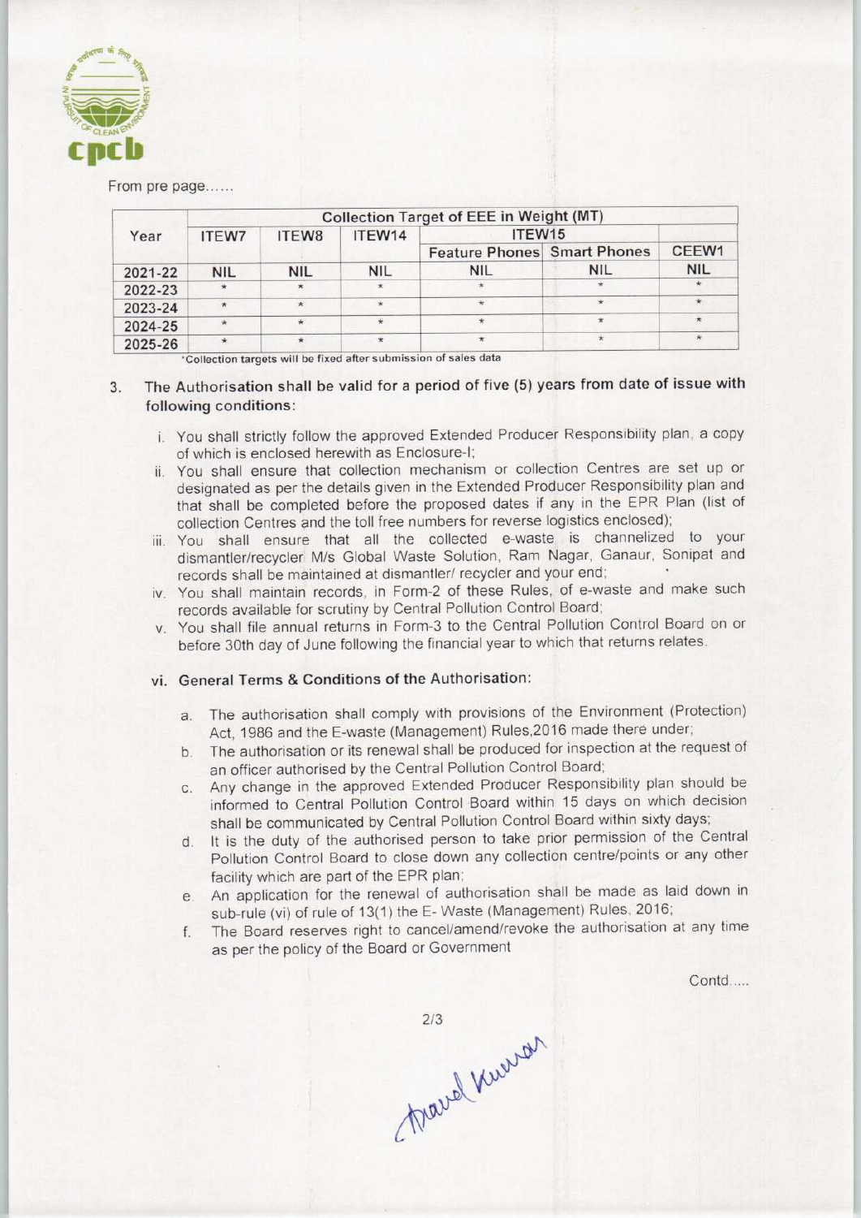From pre page......

| Year | Collection Target of EEE in Weight (MT) | | | | | |
|---|---|---|---|---|---|---|
| | ITEW7 | ITEW8 | ITEW14 | ITEW15 | | CEEW1 |
| | | | | Feature Phones | Smart Phones | |
| 2021-22 | NIL | NIL | NIL | NIL | NIL | NIL |
| 2022-23 | * | * | * | * | * | * |
| 2023-24 | * | * | * | * | * | * |
| 2024-25 | * | * | * | * | * | * |
| 2025-26 | * | * | * | * | * | * |

*Collection targets will be fixed after submission of sales data

3. **The Authorisation shall be valid for a period of five (5) years from date of issue with following conditions:**

    i. You shall strictly follow the approved Extended Producer Responsibility plan, a copy of which is enclosed herewith as Enclosure-I;

    ii. You shall ensure that collection mechanism or collection Centres are set up or designated as per the details given in the Extended Producer Responsibility plan and that shall be completed before the proposed dates if any in the EPR Plan (list of collection Centres and the toll free numbers for reverse logistics enclosed);

    iii. You shall ensure that all the collected e-waste is channelized to your dismantler/recycler M/s Global Waste Solution, Ram Nagar, Ganaur, Sonipat and records shall be maintained at dismantler/ recycler and your end;

    iv. You shall maintain records, in Form-2 of these Rules, of e-waste and make such records available for scrutiny by Central Pollution Control Board;

    v. You shall file annual returns in Form-3 to the Central Pollution Control Board on or before 30th day of June following the financial year to which that returns relates.

    **vi. General Terms & Conditions of the Authorisation:**

    a. The authorisation shall comply with provisions of the Environment (Protection) Act, 1986 and the E-waste (Management) Rules,2016 made there under;

    b. The authorisation or its renewal shall be produced for inspection at the request of an officer authorised by the Central Pollution Control Board;

    c. Any change in the approved Extended Producer Responsibility plan should be informed to Central Pollution Control Board within 15 days on which decision shall be communicated by Central Pollution Control Board within sixty days;

    d. It is the duty of the authorised person to take prior permission of the Central Pollution Control Board to close down any collection centre/points or any other facility which are part of the EPR plan;

    e. An application for the renewal of authorisation shall be made as laid down in sub-rule (vi) of rule of 13(1) the E- Waste (Management) Rules, 2016;

    f. The Board reserves right to cancel/amend/revoke the authorisation at any time as per the policy of the Board or Government

Contd.....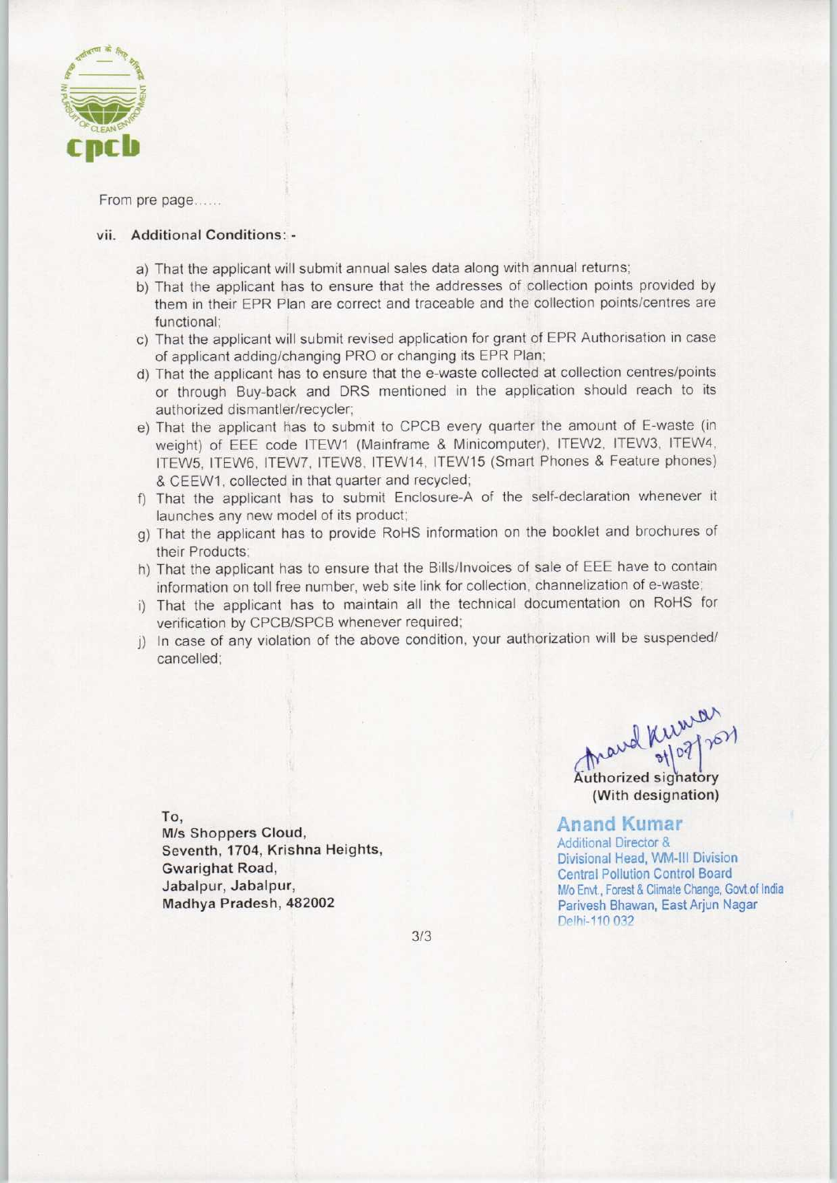From pre page......

vii. **Additional Conditions: -**

a) That the applicant will submit annual sales data along with annual returns;
b) That the applicant has to ensure that the addresses of collection points provided by them in their EPR Plan are correct and traceable and the collection points/centres are functional;
c) That the applicant will submit revised application for grant of EPR Authorisation in case of applicant adding/changing PRO or changing its EPR Plan;
d) That the applicant has to ensure that the e-waste collected at collection centres/points or through Buy-back and DRS mentioned in the application should reach to its authorized dismantler/recycler;
e) That the applicant has to submit to CPCB every quarter the amount of E-waste (in weight) of EEE code ITEW1 (Mainframe & Minicomputer), ITEW2, ITEW3, ITEW4, ITEW5, ITEW6, ITEW7, ITEW8, ITEW14, ITEW15 (Smart Phones & Feature phones) & CEEW1, collected in that quarter and recycled;
f) That the applicant has to submit Enclosure-A of the self-declaration whenever it launches any new model of its product;
g) That the applicant has to provide RoHS information on the booklet and brochures of their Products;
h) That the applicant has to ensure that the Bills/Invoices of sale of EEE have to contain information on toll free number, web site link for collection, channelization of e-waste;
i) That the applicant has to maintain all the technical documentation on RoHS for verification by CPCB/SPCB whenever required;
j) In case of any violation of the above condition, your authorization will be suspended/ cancelled;

Anand Kumar
01/07/2021
Authorized signatory
(With designation)

**Anand Kumar**
Additional Director &
Divisional Head, WM-III Division
Central Pollution Control Board
M/o Envt., Forest & Climate Change, Govt.of India
Parivesh Bhawan, East Arjun Nagar
Delhi-110 032

To,
**M/s Shoppers Cloud,**
**Seventh, 1704, Krishna Heights,**
**Gwarighat Road,**
**Jabalpur, Jabalpur,**
**Madhya Pradesh, 482002**